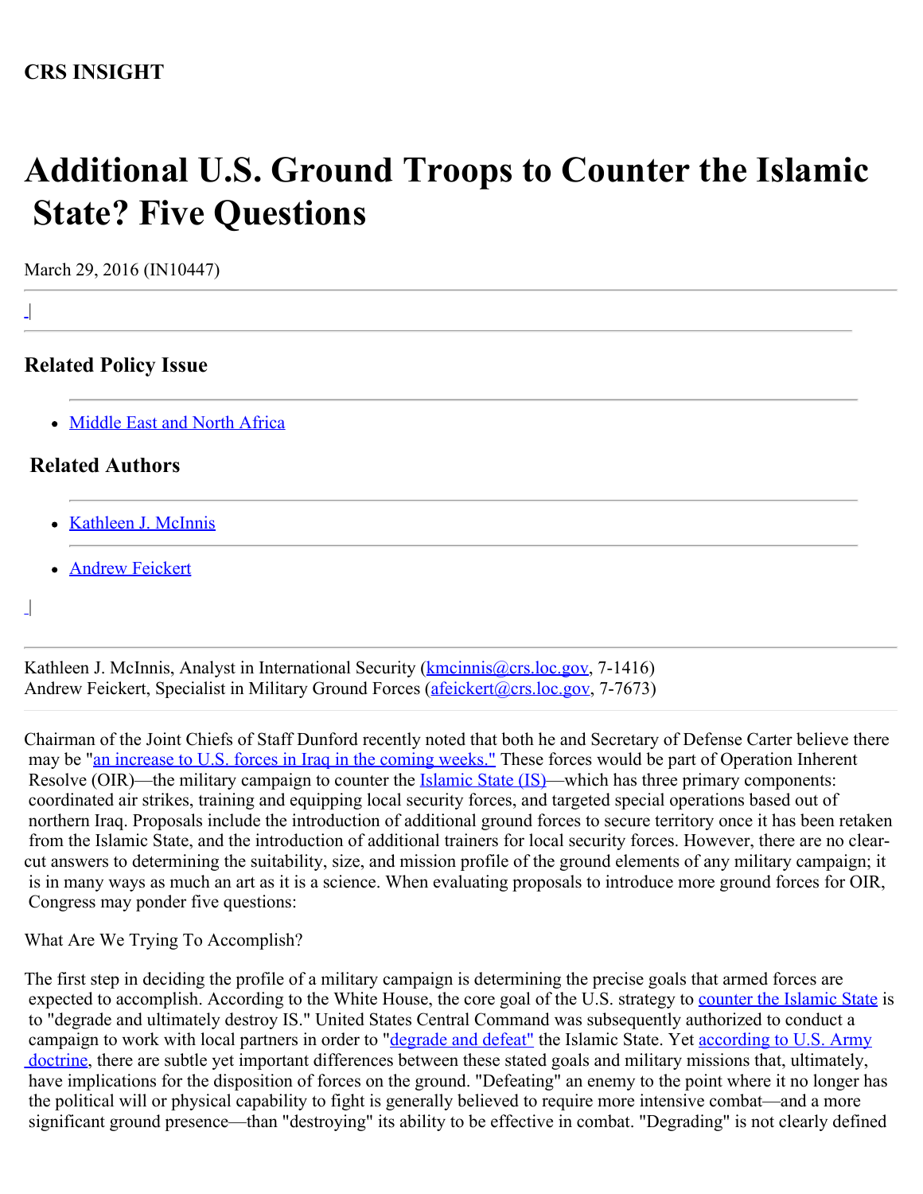**CRS INSIGHT**

# Additional U.S. Ground Troops to Counter the Islamic State? Five Questions

March 29, 2016 (IN10447)

## Related Policy Issue

- Middle East and North Africa

## Related Authors

- Kathleen J. McInnis
- Andrew Feickert

Kathleen J. McInnis, Analyst in International Security (kmcinnis@crs.loc.gov, 7-1416)
Andrew Feickert, Specialist in Military Ground Forces (afeickert@crs.loc.gov, 7-7673)

Chairman of the Joint Chiefs of Staff Dunford recently noted that both he and Secretary of Defense Carter believe there may be "an increase to U.S. forces in Iraq in the coming weeks." These forces would be part of Operation Inherent Resolve (OIR)—the military campaign to counter the Islamic State (IS)—which has three primary components: coordinated air strikes, training and equipping local security forces, and targeted special operations based out of northern Iraq. Proposals include the introduction of additional ground forces to secure territory once it has been retaken from the Islamic State, and the introduction of additional trainers for local security forces. However, there are no clear-cut answers to determining the suitability, size, and mission profile of the ground elements of any military campaign; it is in many ways as much an art as it is a science. When evaluating proposals to introduce more ground forces for OIR, Congress may ponder five questions:

What Are We Trying To Accomplish?

The first step in deciding the profile of a military campaign is determining the precise goals that armed forces are expected to accomplish. According to the White House, the core goal of the U.S. strategy to counter the Islamic State is to "degrade and ultimately destroy IS." United States Central Command was subsequently authorized to conduct a campaign to work with local partners in order to "degrade and defeat" the Islamic State. Yet according to U.S. Army doctrine, there are subtle yet important differences between these stated goals and military missions that, ultimately, have implications for the disposition of forces on the ground. "Defeating" an enemy to the point where it no longer has the political will or physical capability to fight is generally believed to require more intensive combat—and a more significant ground presence—than "destroying" its ability to be effective in combat. "Degrading" is not clearly defined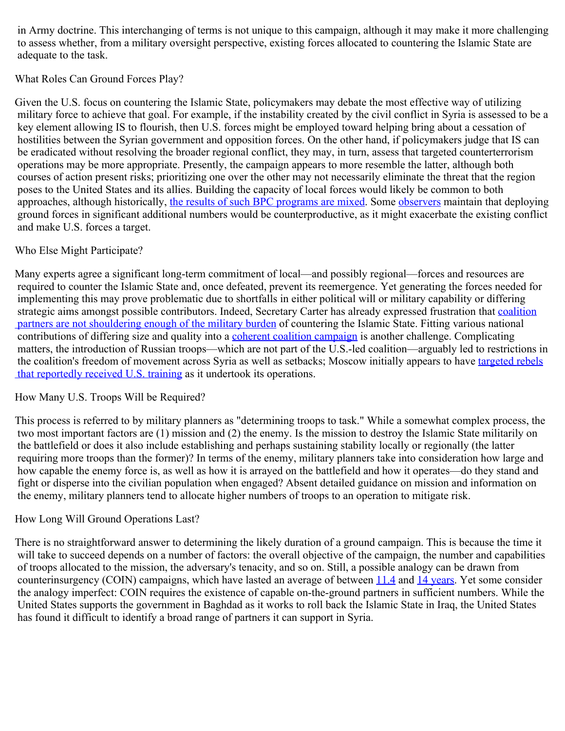in Army doctrine. This interchanging of terms is not unique to this campaign, although it may make it more challenging to assess whether, from a military oversight perspective, existing forces allocated to countering the Islamic State are adequate to the task.

## What Roles Can Ground Forces Play?

Given the U.S. focus on countering the Islamic State, policymakers may debate the most effective way of utilizing military force to achieve that goal. For example, if the instability created by the civil conflict in Syria is assessed to be a key element allowing IS to flourish, then U.S. forces might be employed toward helping bring about a cessation of hostilities between the Syrian government and opposition forces. On the other hand, if policymakers judge that IS can be eradicated without resolving the broader regional conflict, they may, in turn, assess that targeted counterterrorism operations may be more appropriate. Presently, the campaign appears to more resemble the latter, although both courses of action present risks; prioritizing one over the other may not necessarily eliminate the threat that the region poses to the United States and its allies. Building the capacity of local forces would likely be common to both approaches, although historically, the results of such BPC programs are mixed. Some observers maintain that deploying ground forces in significant additional numbers would be counterproductive, as it might exacerbate the existing conflict and make U.S. forces a target.

## Who Else Might Participate?

Many experts agree a significant long-term commitment of local—and possibly regional—forces and resources are required to counter the Islamic State and, once defeated, prevent its reemergence. Yet generating the forces needed for implementing this may prove problematic due to shortfalls in either political will or military capability or differing strategic aims amongst possible contributors. Indeed, Secretary Carter has already expressed frustration that coalition partners are not shouldering enough of the military burden of countering the Islamic State. Fitting various national contributions of differing size and quality into a coherent coalition campaign is another challenge. Complicating matters, the introduction of Russian troops—which are not part of the U.S.-led coalition—arguably led to restrictions in the coalition's freedom of movement across Syria as well as setbacks; Moscow initially appears to have targeted rebels that reportedly received U.S. training as it undertook its operations.

## How Many U.S. Troops Will be Required?

This process is referred to by military planners as "determining troops to task." While a somewhat complex process, the two most important factors are (1) mission and (2) the enemy. Is the mission to destroy the Islamic State militarily on the battlefield or does it also include establishing and perhaps sustaining stability locally or regionally (the latter requiring more troops than the former)? In terms of the enemy, military planners take into consideration how large and how capable the enemy force is, as well as how it is arrayed on the battlefield and how it operates—do they stand and fight or disperse into the civilian population when engaged? Absent detailed guidance on mission and information on the enemy, military planners tend to allocate higher numbers of troops to an operation to mitigate risk.

## How Long Will Ground Operations Last?

There is no straightforward answer to determining the likely duration of a ground campaign. This is because the time it will take to succeed depends on a number of factors: the overall objective of the campaign, the number and capabilities of troops allocated to the mission, the adversary's tenacity, and so on. Still, a possible analogy can be drawn from counterinsurgency (COIN) campaigns, which have lasted an average of between 11.4 and 14 years. Yet some consider the analogy imperfect: COIN requires the existence of capable on-the-ground partners in sufficient numbers. While the United States supports the government in Baghdad as it works to roll back the Islamic State in Iraq, the United States has found it difficult to identify a broad range of partners it can support in Syria.